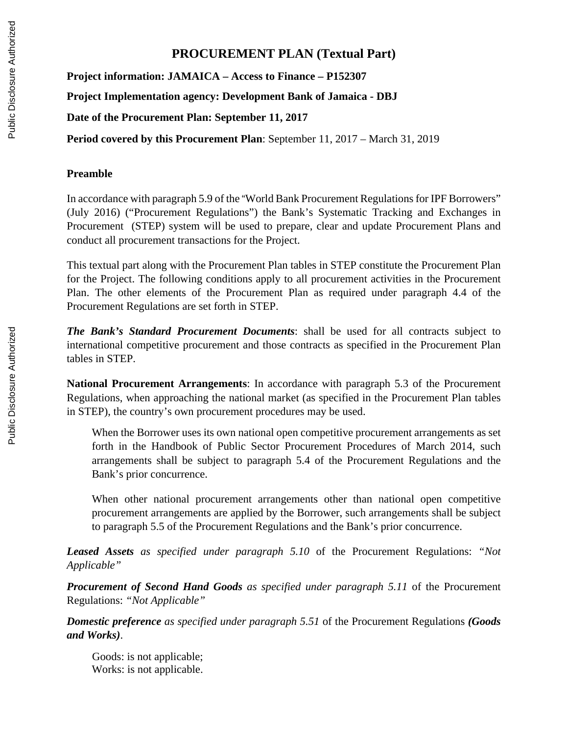# PROCUREMENT PLAN (Textual Part)

**Project information: JAMAICA – Access to Finance – P152307**

**Project Implementation agency: Development Bank of Jamaica - DBJ**

**Date of the Procurement Plan: September 11, 2017**

**Period covered by this Procurement Plan**: September 11, 2017 – March 31, 2019

**Preamble**

In accordance with paragraph 5.9 of the "World Bank Procurement Regulations for IPF Borrowers" (July 2016) ("Procurement Regulations") the Bank's Systematic Tracking and Exchanges in Procurement (STEP) system will be used to prepare, clear and update Procurement Plans and conduct all procurement transactions for the Project.

This textual part along with the Procurement Plan tables in STEP constitute the Procurement Plan for the Project. The following conditions apply to all procurement activities in the Procurement Plan. The other elements of the Procurement Plan as required under paragraph 4.4 of the Procurement Regulations are set forth in STEP.

***The Bank's Standard Procurement Documents***: shall be used for all contracts subject to international competitive procurement and those contracts as specified in the Procurement Plan tables in STEP.

**National Procurement Arrangements**: In accordance with paragraph 5.3 of the Procurement Regulations, when approaching the national market (as specified in the Procurement Plan tables in STEP), the country's own procurement procedures may be used.

> When the Borrower uses its own national open competitive procurement arrangements as set forth in the Handbook of Public Sector Procurement Procedures of March 2014, such arrangements shall be subject to paragraph 5.4 of the Procurement Regulations and the Bank's prior concurrence.
>
> When other national procurement arrangements other than national open competitive procurement arrangements are applied by the Borrower, such arrangements shall be subject to paragraph 5.5 of the Procurement Regulations and the Bank's prior concurrence.

***Leased Assets*** *as specified under paragraph 5.10* of the Procurement Regulations: *"Not Applicable"*

***Procurement of Second Hand Goods*** *as specified under paragraph 5.11* of the Procurement Regulations: *"Not Applicable"*

***Domestic preference*** *as specified under paragraph 5.51* of the Procurement Regulations ***(Goods and Works)***.

> Goods: is not applicable;
> Works: is not applicable.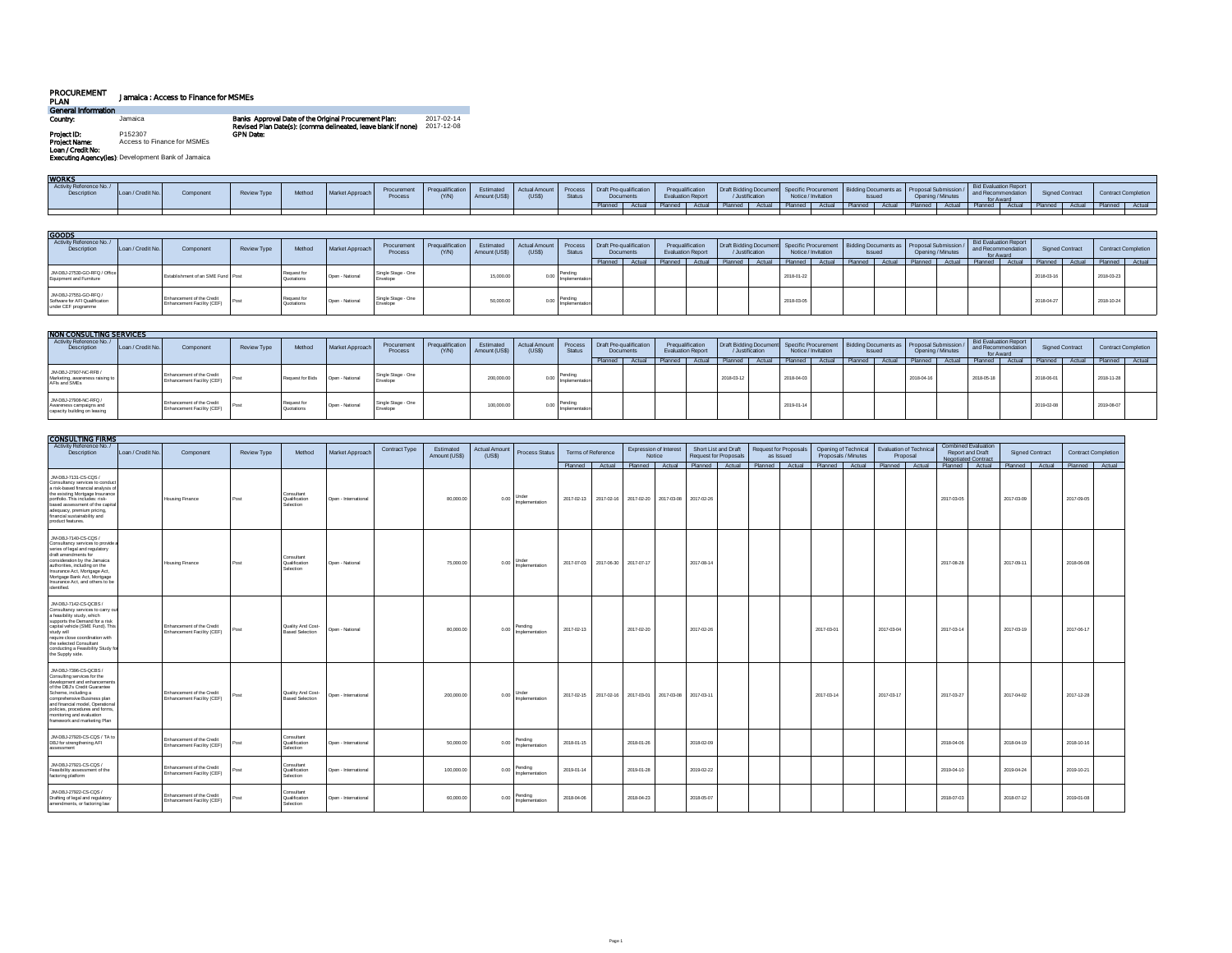# PROCUREMENT PLAN

**Jamaica : Access to Finance for MSMEs**

**General Information**

**Country:** Jamaica

**Banks Approval Date of the Original Procurement Plan:** 2017-02-14

**Revised Plan Date(s): (comma delineated, leave blank if none)** 2017-12-08

**Project ID:** P152307

**GPN Date:**

**Project Name:** Access to Finance for MSMEs

**Loan / Credit No:**

**Executing Agency(ies):** Development Bank of Jamaica

## WORKS

| Activity Reference No. / Description | Loan / Credit No. | Component | Review Type | Method | Market Approach | Procurement Process | Prequalification (Y/N) | Estimated Amount (US$) | Actual Amount (US$) | Process Status | Draft Pre-qualification Documents | | Prequalification Evaluation Report | | Draft Bidding Document / Justification | | Specific Procurement Notice / Invitation | | Bidding Documents as Issued | | Proposal Submission / Opening / Minutes | | Bid Evaluation Report and Recommendation for Award | | Signed Contract | | Contract Completion | |
|---|---|---|---|---|---|---|---|---|---|---|---|---|---|---|---|---|---|---|---|---|---|---|---|---|---|---|---|---|
| | | | | | | | | | | | Planned | Actual | Planned | Actual | Planned | Actual | Planned | Actual | Planned | Actual | Planned | Actual | Planned | Actual | Planned | Actual | Planned | Actual |

## GOODS

| Activity Reference No. / Description | Loan / Credit No. | Component | Review Type | Method | Market Approach | Procurement Process | Prequalification (Y/N) | Estimated Amount (US$) | Actual Amount (US$) | Process Status | Draft Pre-qualification Documents | | Prequalification Evaluation Report | | Draft Bidding Document / Justification | | Specific Procurement Notice / Invitation | | Bidding Documents as Issued | | Proposal Submission / Opening / Minutes | | Bid Evaluation Report and Recommendation for Award | | Signed Contract | | Contract Completion | |
|---|---|---|---|---|---|---|---|---|---|---|---|---|---|---|---|---|---|---|---|---|---|---|---|---|---|---|---|---|
| | | | | | | | | | | | Planned | Actual | Planned | Actual | Planned | Actual | Planned | Actual | Planned | Actual | Planned | Actual | Planned | Actual | Planned | Actual | Planned | Actual |
| JM-DBJ-27530-GO-RFQ / Office Equipment and Furniture | | Establishment of an SME Fund | Post | Request for Quotations | Open - National | Single Stage - One Envelope | | 15,000.00 | 0.00 | Pending Implementation | | | | | | | 2018-01-22 | | | | | | | | 2018-03-16 | | 2018-03-23 | |
| JM-DBJ-27551-GO-RFQ / Software for AFI Qualification under CEF programme | | Enhancement of the Credit Enhancement Facility (CEF) | Post | Request for Quotations | Open - National | Single Stage - One Envelope | | 50,000.00 | 0.00 | Pending Implementation | | | | | | | 2018-03-05 | | | | | | | | 2018-04-27 | | 2018-10-24 | |

## NON CONSULTING SERVICES

| Activity Reference No. / Description | Loan / Credit No. | Component | Review Type | Method | Market Approach | Procurement Process | Prequalification (Y/N) | Estimated Amount (US$) | Actual Amount (US$) | Process Status | Draft Pre-qualification Documents | | Prequalification Evaluation Report | | Draft Bidding Document / Justification | | Specific Procurement Notice / Invitation | | Bidding Documents as Issued | | Proposal Submission / Opening / Minutes | | Bid Evaluation Report and Recommendation for Award | | Signed Contract | | Contract Completion | |
|---|---|---|---|---|---|---|---|---|---|---|---|---|---|---|---|---|---|---|---|---|---|---|---|---|---|---|---|---|
| | | | | | | | | | | | Planned | Actual | Planned | Actual | Planned | Actual | Planned | Actual | Planned | Actual | Planned | Actual | Planned | Actual | Planned | Actual | Planned | Actual |
| JM-DBJ-27907-NC-RFB / Marketing, awareness raising to AFIs and SMEs | | Enhancement of the Credit Enhancement Facility (CEF) | Post | Request for Bids | Open - National | Single Stage - One Envelope | | 200,000.00 | 0.00 | Pending Implementation | | | | | 2018-03-12 | | 2018-04-03 | | | | 2018-04-16 | | 2018-05-18 | | 2018-06-01 | | 2018-11-28 | |
| JM-DBJ-27908-NC-RFQ / Awareness campaigns and capacity building on leasing | | Enhancement of the Credit Enhancement Facility (CEF) | Post | Request for Quotations | Open - National | Single Stage - One Envelope | | 100,000.00 | 0.00 | Pending Implementation | | | | | | | 2019-01-14 | | | | | | | | 2019-02-08 | | 2019-08-07 | |

## CONSULTING FIRMS

| Activity Reference No. / Description | Loan / Credit No. | Component | Review Type | Method | Market Approach | Contract Type | Estimated Amount (US$) | Actual Amount (US$) | Process Status | Terms of Reference | | Expression of Interest Notice | | Short List and Draft Request for Proposals | | Request for Proposals as Issued | | Opening of Technical Proposals / Minutes | | Evaluation of Technical Proposal | | Combined Evaluation Report and Draft Negotiated Contract | | Signed Contract | | Contract Completion | |
|---|---|---|---|---|---|---|---|---|---|---|---|---|---|---|---|---|---|---|---|---|---|---|---|---|---|---|---|
| | | | | | | | | | | Planned | Actual | Planned | Actual | Planned | Actual | Planned | Actual | Planned | Actual | Planned | Actual | Planned | Actual | Planned | Actual | Planned | Actual |
| JM-DBJ-7131-CS-CQS / Consultancy services to conduct a risk-based financial analysis of the existing Mortgage Insurance portfolio. This includes: risk-based assessment of the capital adequacy, premium pricing, financial sustainability and product features. | | Housing Finance | Post | Consultant Qualification Selection | Open - International | | 80,000.00 | 0.00 | Under Implementation | 2017-02-13 | 2017-02-16 | 2017-02-20 | 2017-03-08 | 2017-02-26 | | | | | | | | 2017-03-05 | | 2017-03-09 | | 2017-09-05 | |
| JM-DBJ-7140-CS-CQS / Consultancy services to provide a series of legal and regulatory draft amendments for consideration by the Jamaica authorities, including on the Insurance Act, Mortgage Act, Mortgage Bank Act, Mortgage Insurance Act, and others to be identified. | | Housing Finance | Post | Consultant Qualification Selection | Open - National | | 75,000.00 | 0.00 | Under Implementation | 2017-07-03 | 2017-06-30 | 2017-07-17 | | 2017-08-14 | | | | | | | | 2017-08-28 | | 2017-09-11 | | 2018-06-08 | |
| JM-DBJ-7142-CS-QCBS / Consultancy services to carry out a feasibility study, which supports the Demand for a risk capital vehicle (SME Fund). This study will require close coordination with the selected Consultant conducting a Feasibility Study for the Supply side. | | Enhancement of the Credit Enhancement Facility (CEF) | Post | Quality And Cost-Based Selection | Open - National | | 80,000.00 | 0.00 | Pending Implementation | 2017-02-13 | | 2017-02-20 | | 2017-02-26 | | | | 2017-03-01 | | 2017-03-04 | | 2017-03-14 | | 2017-03-19 | | 2017-06-17 | |
| JM-DBJ-7396-CS-QCBS / Consulting services for the development and enhancements of the DBJ's Credit Guarantee Scheme, including a comprehensive Business plan and financial model, Operational policies, procedures and forms, monitoring and evaluation framework and marketing Plan | | Enhancement of the Credit Enhancement Facility (CEF) | Post | Quality And Cost-Based Selection | Open - International | | 200,000.00 | 0.00 | Under Implementation | 2017-02-15 | 2017-02-16 | 2017-03-01 | 2017-03-08 | 2017-03-11 | | | | 2017-03-14 | | 2017-03-17 | | 2017-03-27 | | 2017-04-02 | | 2017-12-28 | |
| JM-DBJ-27920-CS-CQS / TA to DBJ for strengthening AFI assessment | | Enhancement of the Credit Enhancement Facility (CEF) | Post | Consultant Qualification Selection | Open - International | | 50,000.00 | 0.00 | Pending Implementation | 2018-01-15 | | 2018-01-26 | | 2018-02-09 | | | | | | | | 2018-04-06 | | 2018-04-19 | | 2018-10-16 | |
| JM-DBJ-27921-CS-CQS / Feasibility assessment of the factoring platform | | Enhancement of the Credit Enhancement Facility (CEF) | Post | Consultant Qualification Selection | Open - International | | 100,000.00 | 0.00 | Pending Implementation | 2019-01-14 | | 2019-01-28 | | 2019-02-22 | | | | | | | | 2019-04-10 | | 2019-04-24 | | 2019-10-21 | |
| JM-DBJ-27922-CS-CQS / Drafting of legal and regulatory amendments, or factoring law | | Enhancement of the Credit Enhancement Facility (CEF) | Post | Consultant Qualification Selection | Open - International | | 60,000.00 | 0.00 | Pending Implementation | 2018-04-06 | | 2018-04-23 | | 2018-05-07 | | | | | | | | 2018-07-03 | | 2018-07-12 | | 2019-01-08 | |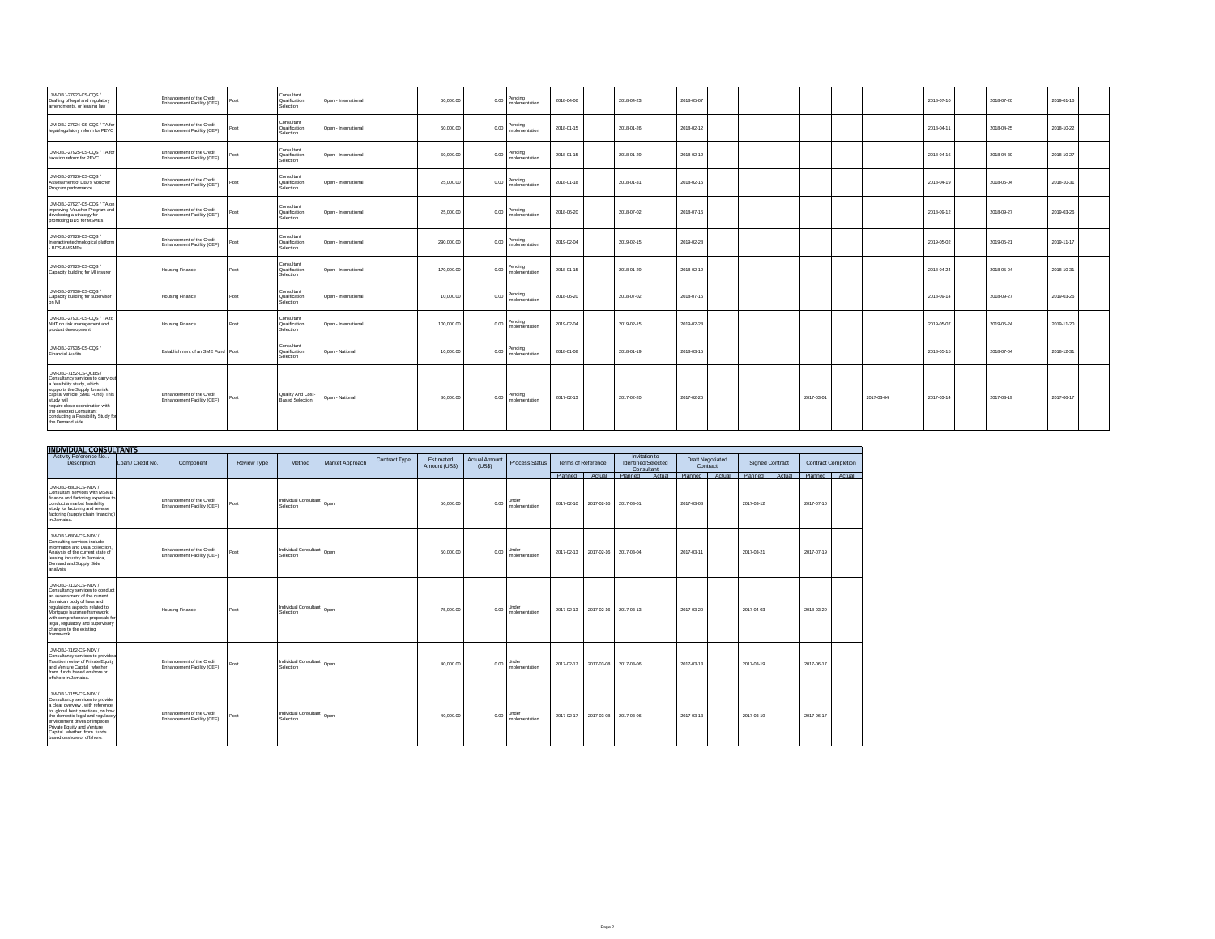| | | | | | | | | | | | | | | | | | | | | | | | | | | | |
|---|---|---|---|---|---|---|---|---|---|---|---|---|---|---|---|---|---|---|---|---|---|---|---|---|---|---|---|
| JM-DBJ-27923-CS-CQS / Drafting of legal and regulatory amendments, or leasing law | | Enhancement of the Credit Enhancement Facility (CEF) | Post | Consultant Qualification Selection | Open - International | | 60,000.00 | 0.00 | Pending Implementation | 2018-04-06 | | 2018-04-23 | | 2018-05-07 | | | | | | | | 2018-07-10 | | 2018-07-20 | | 2019-01-16 | |
| JM-DBJ-27924-CS-CQS / TA for legal/regulatory reform for PEVC | | Enhancement of the Credit Enhancement Facility (CEF) | Post | Consultant Qualification Selection | Open - International | | 60,000.00 | 0.00 | Pending Implementation | 2018-01-15 | | 2018-01-26 | | 2018-02-12 | | | | | | | | 2018-04-11 | | 2018-04-25 | | 2018-10-22 | |
| JM-DBJ-27925-CS-CQS / TA for taxation reform for PEVC | | Enhancement of the Credit Enhancement Facility (CEF) | Post | Consultant Qualification Selection | Open - International | | 60,000.00 | 0.00 | Pending Implementation | 2018-01-15 | | 2018-01-29 | | 2018-02-12 | | | | | | | | 2018-04-16 | | 2018-04-30 | | 2018-10-27 | |
| JM-DBJ-27926-CS-CQS / Assessment of DBJ's Voucher Program performance | | Enhancement of the Credit Enhancement Facility (CEF) | Post | Consultant Qualification Selection | Open - International | | 25,000.00 | 0.00 | Pending Implementation | 2018-01-18 | | 2018-01-31 | | 2018-02-15 | | | | | | | | 2018-04-19 | | 2018-05-04 | | 2018-10-31 | |
| JM-DBJ-27927-CS-CQS / TA on improving Voucher Program and developing a strategy for promoting BDS for MSMEs | | Enhancement of the Credit Enhancement Facility (CEF) | Post | Consultant Qualification Selection | Open - International | | 25,000.00 | 0.00 | Pending Implementation | 2018-06-20 | | 2018-07-02 | | 2018-07-16 | | | | | | | | 2018-09-12 | | 2018-09-27 | | 2019-03-26 | |
| JM-DBJ-27928-CS-CQS / Interactive technological platform - BDS &MSMEs | | Enhancement of the Credit Enhancement Facility (CEF) | Post | Consultant Qualification Selection | Open - International | | 290,000.00 | 0.00 | Pending Implementation | 2019-02-04 | | 2019-02-15 | | 2019-02-28 | | | | | | | | 2019-05-02 | | 2019-05-21 | | 2019-11-17 | |
| JM-DBJ-27929-CS-CQS / Capacity building for MI insurer | | Housing Finance | Post | Consultant Qualification Selection | Open - International | | 170,000.00 | 0.00 | Pending Implementation | 2018-01-15 | | 2018-01-29 | | 2018-02-12 | | | | | | | | 2018-04-24 | | 2018-05-04 | | 2018-10-31 | |
| JM-DBJ-27930-CS-CQS / Capacity building for supervisor on MI | | Housing Finance | Post | Consultant Qualification Selection | Open - International | | 10,000.00 | 0.00 | Pending Implementation | 2018-06-20 | | 2018-07-02 | | 2018-07-16 | | | | | | | | 2018-09-14 | | 2018-09-27 | | 2019-03-26 | |
| JM-DBJ-27931-CS-CQS / TA to NHT on risk management and product development | | Housing Finance | Post | Consultant Qualification Selection | Open - International | | 100,000.00 | 0.00 | Pending Implementation | 2019-02-04 | | 2019-02-15 | | 2019-02-28 | | | | | | | | 2019-05-07 | | 2019-05-24 | | 2019-11-20 | |
| JM-DBJ-27935-CS-CQS / Financial Audits | | Establishment of an SME Fund | Post | Consultant Qualification Selection | Open - National | | 10,000.00 | 0.00 | Pending Implementation | 2018-01-08 | | 2018-01-19 | | 2018-03-15 | | | | | | | | 2018-05-15 | | 2018-07-04 | | 2018-12-31 | |
| JM-DBJ-7152-CS-QCBS / Consultancy services to carry out a feasibility study, which supports the Supply for a risk capital vehicle (SME Fund). This study will require close coordination with the selected Consultant conducting a Feasibility Study for the Demand side. | | Enhancement of the Credit Enhancement Facility (CEF) | Post | Quality And Cost-Based Selection | Open - National | | 80,000.00 | 0.00 | Pending Implementation | 2017-02-13 | | 2017-02-20 | | 2017-02-26 | | | | 2017-03-01 | | 2017-03-04 | | 2017-03-14 | | 2017-03-19 | | 2017-06-17 | |

**INDIVIDUAL CONSULTANTS**

| Activity Reference No. / Description | Loan / Credit No. | Component | Review Type | Method | Market Approach | Contract Type | Estimated Amount (US$) | Actual Amount (US$) | Process Status | Terms of Reference | | Invitation to Identified/Selected Consultant | | Draft Negotiated Contract | | Signed Contract | | Contract Completion | |
|---|---|---|---|---|---|---|---|---|---|---|---|---|---|---|---|---|---|---|---|
| | | | | | | | | | | Planned | Actual | Planned | Actual | Planned | Actual | Planned | Actual | Planned | Actual |
| JM-DBJ-6803-CS-INDV / Consultant services with MSME finance and factoring expertise to conduct a market feasibility study for factoring and reverse factoring (supply chain financing) in Jamaica. | | Enhancement of the Credit Enhancement Facility (CEF) | Post | Individual Consultant Selection | Open | | 50,000.00 | 0.00 | Under Implementation | 2017-02-10 | 2017-02-16 | 2017-03-01 | | 2017-03-08 | | 2017-03-12 | | 2017-07-10 | |
| JM-DBJ-6804-CS-INDV / Consulting services include Information and Data collection, Analysis of the current state of leasing industry in Jamaica, Demand and Supply Side analysis | | Enhancement of the Credit Enhancement Facility (CEF) | Post | Individual Consultant Selection | Open | | 50,000.00 | 0.00 | Under Implementation | 2017-02-13 | 2017-02-16 | 2017-03-04 | | 2017-03-11 | | 2017-03-21 | | 2017-07-19 | |
| JM-DBJ-7132-CS-INDV / Consultancy services to conduct an assessment of the current Jamaican body of laws and regulations aspects related to Mortgage Isurance framework with comprehensive proposals for legal, regulatory and supervisory changes to the existing framework. | | Housing Finance | Post | Individual Consultant Selection | Open | | 75,000.00 | 0.00 | Under Implementation | 2017-02-13 | 2017-02-16 | 2017-03-13 | | 2017-03-20 | | 2017-04-03 | | 2018-03-29 | |
| JM-DBJ-7162-CS-INDV / Consultancy services to provide a Taxation review of Private Equity and Venture Capital whether from funds based onshore or offshore in Jamaica. | | Enhancement of the Credit Enhancement Facility (CEF) | Post | Individual Consultant Selection | Open | | 40,000.00 | 0.00 | Under Implementation | 2017-02-17 | 2017-03-08 | 2017-03-06 | | 2017-03-13 | | 2017-03-19 | | 2017-06-17 | |
| JM-DBJ-7155-CS-INDV / Consultancy services to provide a clear overview , with reference to global best practices, on how the domestic legal and regulatory environment drives or impedes Private Equity and Venture Capital whether from funds based onshore or offshore. | | Enhancement of the Credit Enhancement Facility (CEF) | Post | Individual Consultant Selection | Open | | 40,000.00 | 0.00 | Under Implementation | 2017-02-17 | 2017-03-08 | 2017-03-06 | | 2017-03-13 | | 2017-03-19 | | 2017-06-17 | |